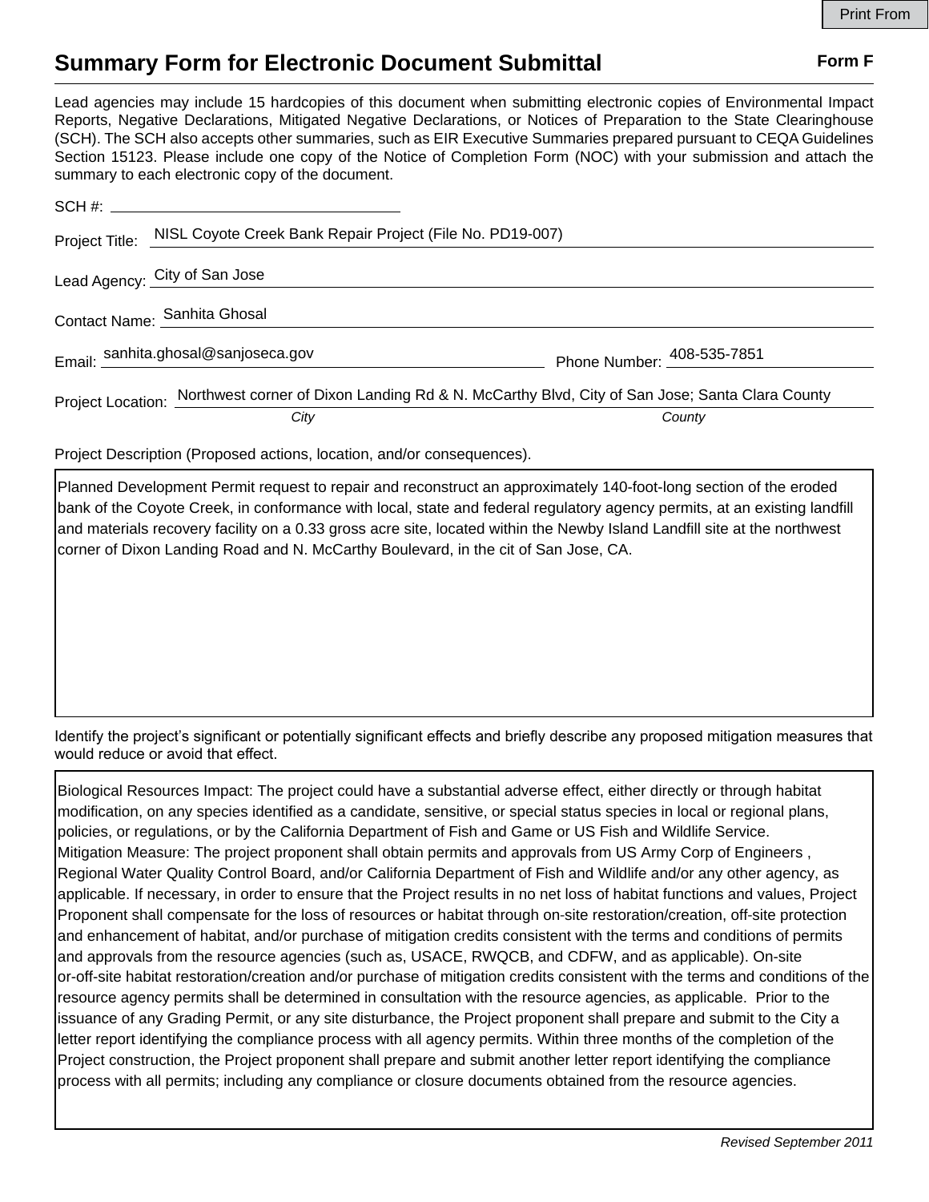# Summary Form for Electronic Document Submittal

**Form F**

Lead agencies may include 15 hardcopies of this document when submitting electronic copies of Environmental Impact Reports, Negative Declarations, Mitigated Negative Declarations, or Notices of Preparation to the State Clearinghouse (SCH). The SCH also accepts other summaries, such as EIR Executive Summaries prepared pursuant to CEQA Guidelines Section 15123. Please include one copy of the Notice of Completion Form (NOC) with your submission and attach the summary to each electronic copy of the document.

SCH #: ____________________

Project Title: NISL Coyote Creek Bank Repair Project (File No. PD19-007)

Lead Agency: City of San Jose

Contact Name: Sanhita Ghosal

Email: sanhita.ghosal@sanjoseca.gov Phone Number: 408-535-7851

Project Location: Northwest corner of Dixon Landing Rd & N. McCarthy Blvd, City of San Jose; Santa Clara County

*City* *County*

Project Description (Proposed actions, location, and/or consequences).

Planned Development Permit request to repair and reconstruct an approximately 140-foot-long section of the eroded bank of the Coyote Creek, in conformance with local, state and federal regulatory agency permits, at an existing landfill and materials recovery facility on a 0.33 gross acre site, located within the Newby Island Landfill site at the northwest corner of Dixon Landing Road and N. McCarthy Boulevard, in the cit of San Jose, CA.

Identify the project's significant or potentially significant effects and briefly describe any proposed mitigation measures that would reduce or avoid that effect.

Biological Resources Impact: The project could have a substantial adverse effect, either directly or through habitat modification, on any species identified as a candidate, sensitive, or special status species in local or regional plans, policies, or regulations, or by the California Department of Fish and Game or US Fish and Wildlife Service.
Mitigation Measure: The project proponent shall obtain permits and approvals from US Army Corp of Engineers , Regional Water Quality Control Board, and/or California Department of Fish and Wildlife and/or any other agency, as applicable. If necessary, in order to ensure that the Project results in no net loss of habitat functions and values, Project Proponent shall compensate for the loss of resources or habitat through on-site restoration/creation, off-site protection and enhancement of habitat, and/or purchase of mitigation credits consistent with the terms and conditions of permits and approvals from the resource agencies (such as, USACE, RWQCB, and CDFW, and as applicable). On-site or-off-site habitat restoration/creation and/or purchase of mitigation credits consistent with the terms and conditions of the resource agency permits shall be determined in consultation with the resource agencies, as applicable. Prior to the issuance of any Grading Permit, or any site disturbance, the Project proponent shall prepare and submit to the City a letter report identifying the compliance process with all agency permits. Within three months of the completion of the Project construction, the Project proponent shall prepare and submit another letter report identifying the compliance process with all permits; including any compliance or closure documents obtained from the resource agencies.

*Revised September 2011*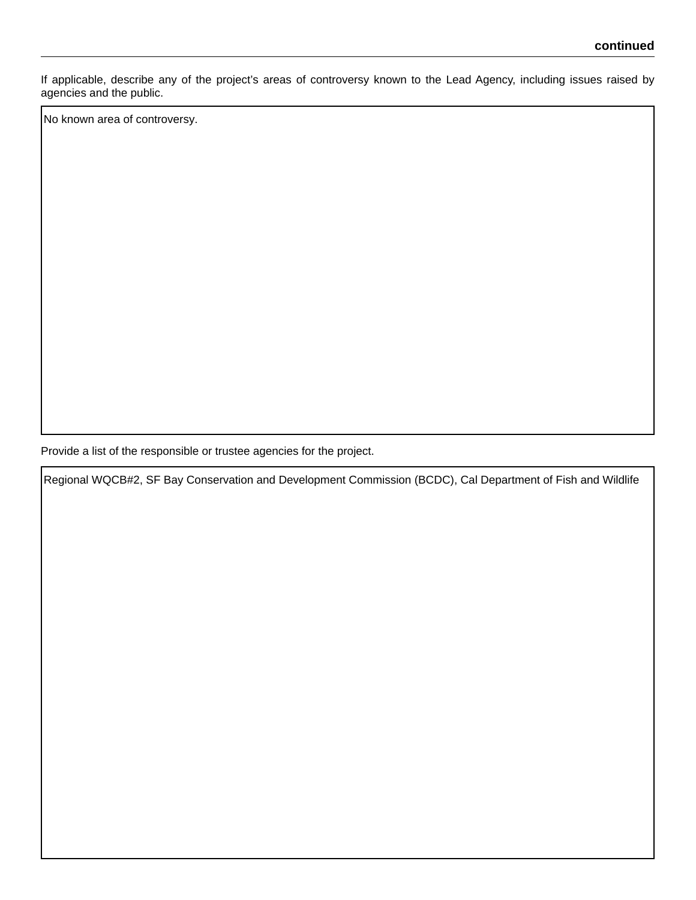**continued**

If applicable, describe any of the project's areas of controversy known to the Lead Agency, including issues raised by agencies and the public.

No known area of controversy.

Provide a list of the responsible or trustee agencies for the project.

Regional WQCB#2, SF Bay Conservation and Development Commission (BCDC), Cal Department of Fish and Wildlife